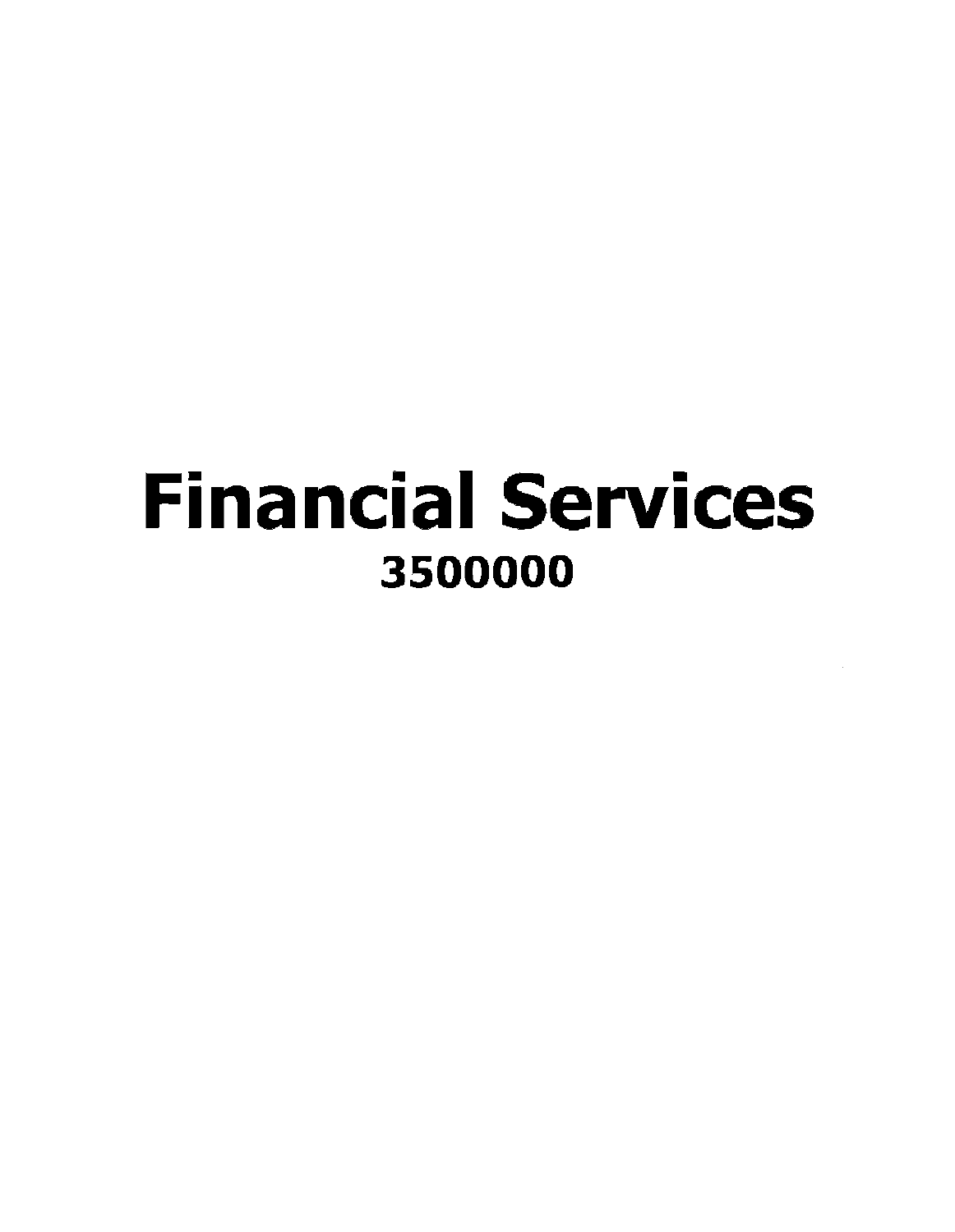# Financial Services

## 3500000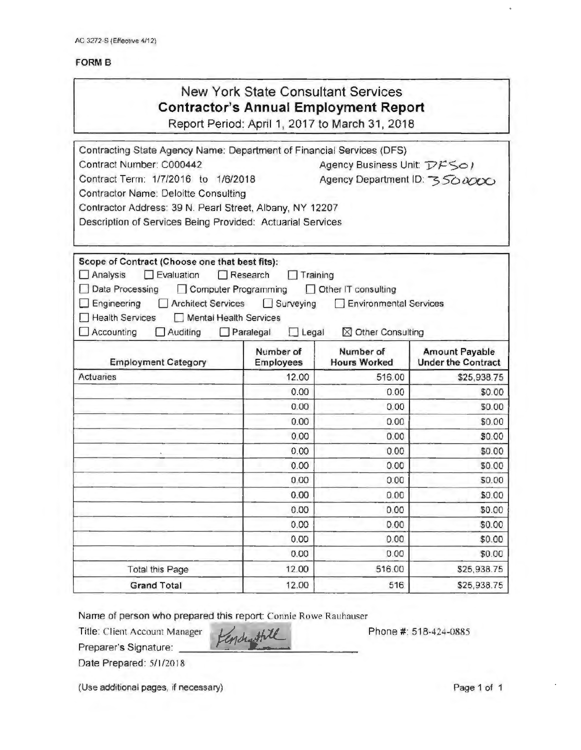AC 3272-S (Effective 4/12)

**FORM B**

## New York State Consultant Services
## Contractor's Annual Employment Report

Report Period: April 1, 2017 to March 31, 2018

Contracting State Agency Name: Department of Financial Services (DFS)
Contract Number: C000442 Agency Business Unit: DFS01
Contract Term: 1/7/2016 to 1/6/2018 Agency Department ID: 3500000
Contractor Name: Deloitte Consulting
Contractor Address: 39 N. Pearl Street, Albany, NY 12207
Description of Services Being Provided: Actuarial Services

**Scope of Contract (Choose one that best fits):**

☐ Analysis ☐ Evaluation ☐ Research ☐ Training
☐ Data Processing ☐ Computer Programming ☐ Other IT consulting
☐ Engineering ☐ Architect Services ☐ Surveying ☐ Environmental Services
☐ Health Services ☐ Mental Health Services
☐ Accounting ☐ Auditing ☐ Paralegal ☐ Legal ☒ Other Consulting

| Employment Category | Number of Employees | Number of Hours Worked | Amount Payable Under the Contract |
|---|---|---|---|
| Actuaries | 12.00 | 516.00 | $25,938.75 |
| | 0.00 | 0.00 | $0.00 |
| | 0.00 | 0.00 | $0.00 |
| | 0.00 | 0.00 | $0.00 |
| | 0.00 | 0.00 | $0.00 |
| | 0.00 | 0.00 | $0.00 |
| | 0.00 | 0.00 | $0.00 |
| | 0.00 | 0.00 | $0.00 |
| | 0.00 | 0.00 | $0.00 |
| | 0.00 | 0.00 | $0.00 |
| | 0.00 | 0.00 | $0.00 |
| | 0.00 | 0.00 | $0.00 |
| | 0.00 | 0.00 | $0.00 |
| Total this Page | 12.00 | 516.00 | $25,938.75 |
| **Grand Total** | 12.00 | 516 | $25,938.75 |

Name of person who prepared this report: Connie Rowe Rauhauser

Title: Client Account Manager Phone #: 518-424-0885

Preparer's Signature: Kendra Hill

Date Prepared: 5/1/2018

(Use additional pages, if necessary)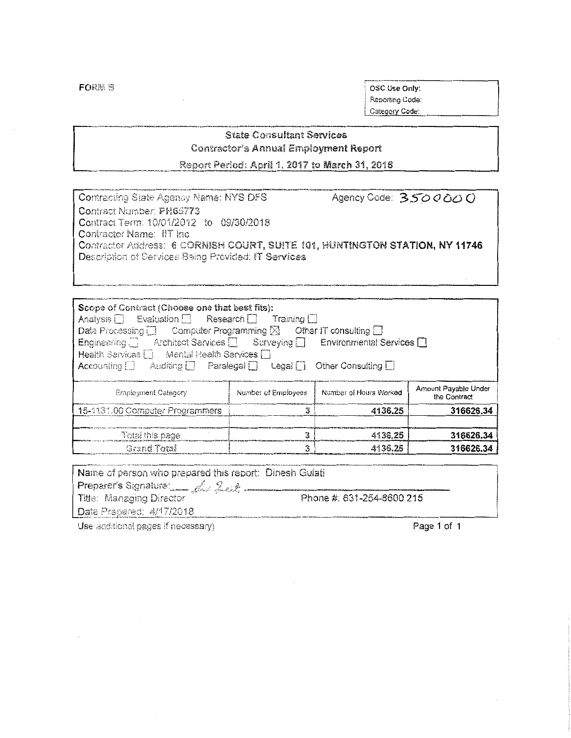FORM B

| OSC Use Only: |
|---|
| Reporting Code: |
| Category Code: |

## State Consultant Services
## Contractor's Annual Employment Report
### Report Period: April 1, 2017 to March 31, 2018

Contracting State Agency Name: NYS DFS Agency Code: 3500000
Contract Number: PH65773
Contract Term: 10/01/2012 to 09/30/2018
Contractor Name: IIT Inc
Contractor Address: 6 CORNISH COURT, SUITE 101, HUNTINGTON STATION, NY 11746
Description of Services Being Provided: IT Services

**Scope of Contract (Choose one that best fits):**
Analysis ☐ Evaluation ☐ Research ☐ Training ☐
Data Processing ☐ Computer Programming ☒ Other IT consulting ☐
Engineering ☐ Architect Services ☐ Surveying ☐ Environmental Services ☐
Health Services ☐ Mental Health Services ☐
Accounting ☐ Auditing ☐ Paralegal ☐ Legal ☐ Other Consulting ☐

| Employment Category | Number of Employees | Number of Hours Worked | Amount Payable Under the Contract |
|---|---|---|---|
| 15-1131.00 Computer Programmers | 3 | 4136.25 | 316626.34 |
| | | | |
| Total this page | 3 | 4136.25 | 316626.34 |
| Grand Total | 3 | 4136.25 | 316626.34 |

Name of person who prepared this report: Dinesh Gulati
Preparer's Signature: [signature]
Title: Managing Director Phone #: 631-254-8600 215
Date Prepared: 4/17/2018

Use additional pages if necessary)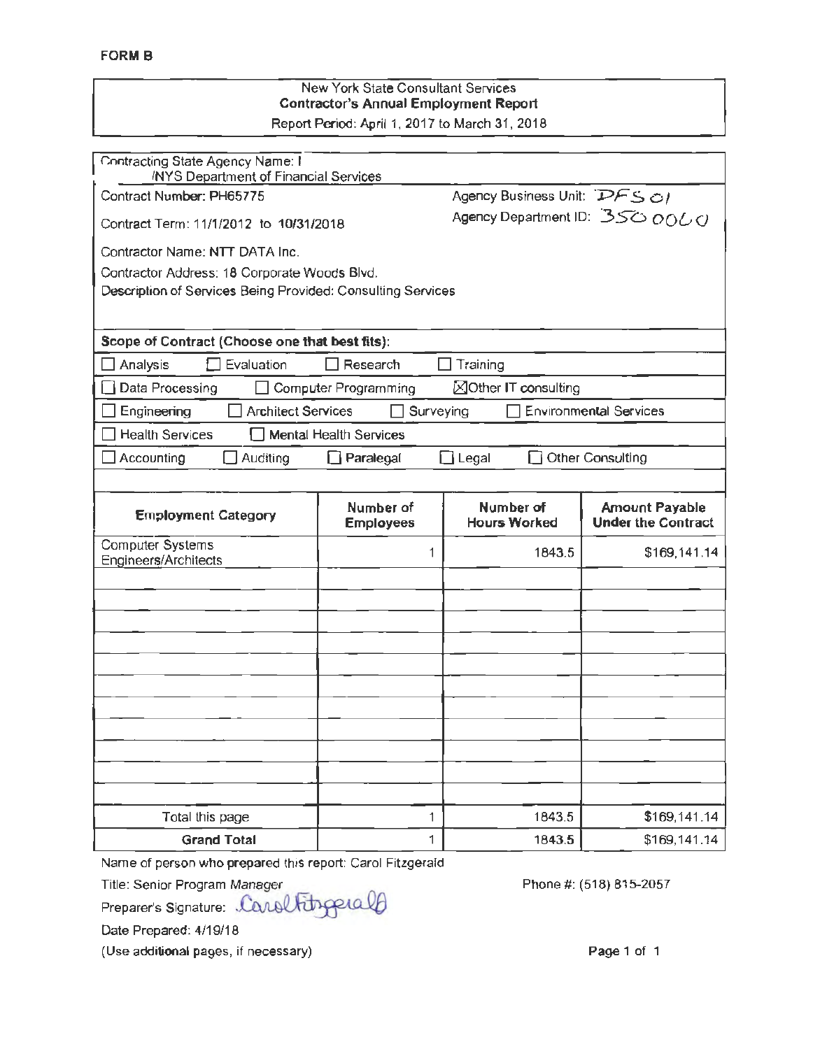**FORM B**

New York State Consultant Services
**Contractor's Annual Employment Report**
Report Period: April 1, 2017 to March 31, 2018

Contracting State Agency Name: NYS Department of Financial Services

Contract Number: PH65775

Agency Business Unit: DFS01

Contract Term: 11/1/2012 to 10/31/2018

Agency Department ID: 3500000

Contractor Name: NTT DATA Inc.

Contractor Address: 18 Corporate Woods Blvd.

Description of Services Being Provided: Consulting Services

**Scope of Contract (Choose one that best fits):**

- ☐ Analysis ☐ Evaluation ☐ Research ☐ Training
- ☐ Data Processing ☐ Computer Programming ☒ Other IT consulting
- ☐ Engineering ☐ Architect Services ☐ Surveying ☐ Environmental Services
- ☐ Health Services ☐ Mental Health Services
- ☐ Accounting ☐ Auditing ☐ Paralegal ☐ Legal ☐ Other Consulting

| Employment Category | Number of Employees | Number of Hours Worked | Amount Payable Under the Contract |
|---|---|---|---|
| Computer Systems Engineers/Architects | 1 | 1843.5 | $169,141.14 |
| | | | |
| | | | |
| | | | |
| | | | |
| | | | |
| | | | |
| | | | |
| | | | |
| | | | |
| | | | |
| | | | |
| Total this page | 1 | 1843.5 | $169,141.14 |
| **Grand Total** | 1 | 1843.5 | $169,141.14 |

Name of person who prepared this report: Carol Fitzgerald

Title: Senior Program Manager

Phone #: (518) 815-2057

Preparer's Signature: Carol Fitzgerald

Date Prepared: 4/19/18

(Use additional pages, if necessary)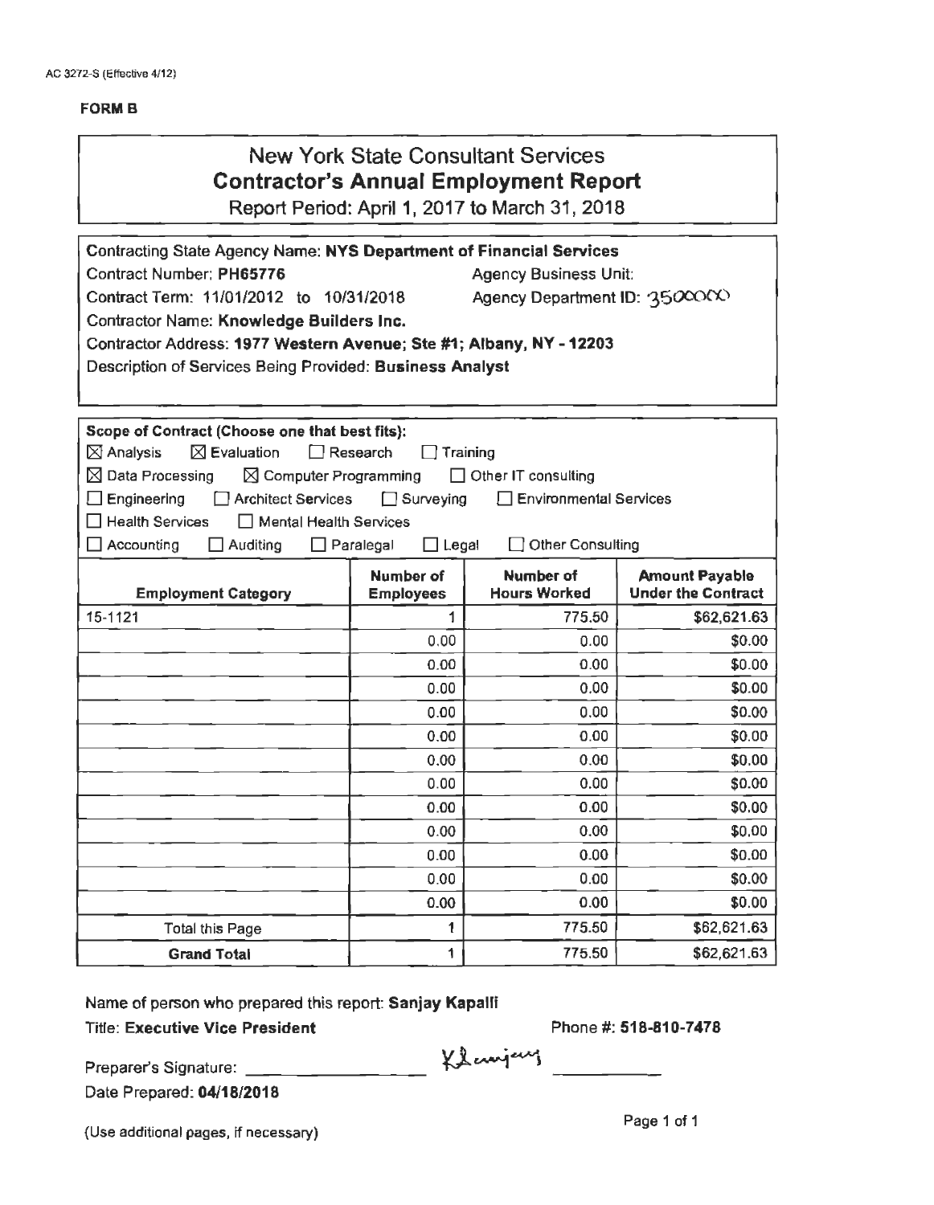AC 3272-S (Effective 4/12)

**FORM B**

# New York State Consultant Services
## Contractor's Annual Employment Report

Report Period: April 1, 2017 to March 31, 2018

Contracting State Agency Name: **NYS Department of Financial Services**
Contract Number: **PH65776** Agency Business Unit:
Contract Term: 11/01/2012 to 10/31/2018 Agency Department ID: 3500000
Contractor Name: **Knowledge Builders Inc.**
Contractor Address: **1977 Western Avenue; Ste #1; Albany, NY - 12203**
Description of Services Being Provided: **Business Analyst**

**Scope of Contract (Choose one that best fits):**

☒ Analysis ☒ Evaluation ☐ Research ☐ Training
☒ Data Processing ☒ Computer Programming ☐ Other IT consulting
☐ Engineering ☐ Architect Services ☐ Surveying ☐ Environmental Services
☐ Health Services ☐ Mental Health Services
☐ Accounting ☐ Auditing ☐ Paralegal ☐ Legal ☐ Other Consulting

| Employment Category | Number of Employees | Number of Hours Worked | Amount Payable Under the Contract |
|---|---|---|---|
| 15-1121 | 1 | 775.50 | $62,621.63 |
| | 0.00 | 0.00 | $0.00 |
| | 0.00 | 0.00 | $0.00 |
| | 0.00 | 0.00 | $0.00 |
| | 0.00 | 0.00 | $0.00 |
| | 0.00 | 0.00 | $0.00 |
| | 0.00 | 0.00 | $0.00 |
| | 0.00 | 0.00 | $0.00 |
| | 0.00 | 0.00 | $0.00 |
| | 0.00 | 0.00 | $0.00 |
| | 0.00 | 0.00 | $0.00 |
| | 0.00 | 0.00 | $0.00 |
| | 0.00 | 0.00 | $0.00 |
| Total this Page | 1 | 775.50 | $62,621.63 |
| **Grand Total** | 1 | 775.50 | $62,621.63 |

Name of person who prepared this report: **Sanjay Kapalli**
Title: **Executive Vice President** Phone #: **518-810-7478**

Preparer's Signature: Ksanjay

Date Prepared: **04/18/2018**

(Use additional pages, if necessary)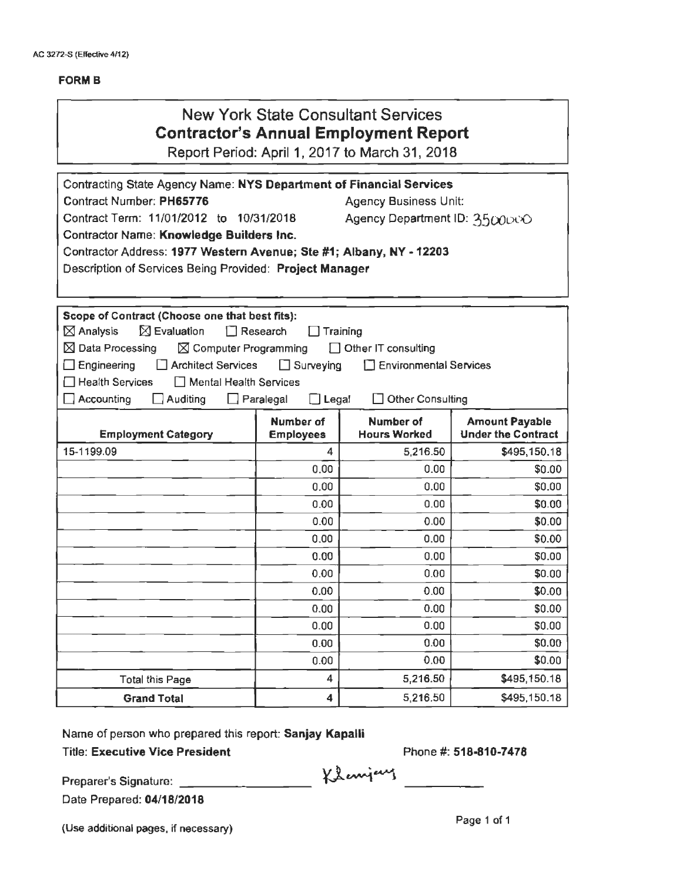AC 3272-S (Effective 4/12)

**FORM B**

# New York State Consultant Services
## Contractor's Annual Employment Report
Report Period: April 1, 2017 to March 31, 2018

Contracting State Agency Name: **NYS Department of Financial Services**
Contract Number: **PH65776** Agency Business Unit:
Contract Term: 11/01/2012 to 10/31/2018 Agency Department ID: 3500000
Contractor Name: **Knowledge Builders Inc.**
Contractor Address: **1977 Western Avenue; Ste #1; Albany, NY - 12203**
Description of Services Being Provided: **Project Manager**

**Scope of Contract (Choose one that best fits):**
☒ Analysis ☒ Evaluation ☐ Research ☐ Training
☒ Data Processing ☒ Computer Programming ☐ Other IT consulting
☐ Engineering ☐ Architect Services ☐ Surveying ☐ Environmental Services
☐ Health Services ☐ Mental Health Services
☐ Accounting ☐ Auditing ☐ Paralegal ☐ Legal ☐ Other Consulting

| Employment Category | Number of Employees | Number of Hours Worked | Amount Payable Under the Contract |
|---|---|---|---|
| 15-1199.09 | 4 | 5,216.50 | $495,150.18 |
| | 0.00 | 0.00 | $0.00 |
| | 0.00 | 0.00 | $0.00 |
| | 0.00 | 0.00 | $0.00 |
| | 0.00 | 0.00 | $0.00 |
| | 0.00 | 0.00 | $0.00 |
| | 0.00 | 0.00 | $0.00 |
| | 0.00 | 0.00 | $0.00 |
| | 0.00 | 0.00 | $0.00 |
| | 0.00 | 0.00 | $0.00 |
| | 0.00 | 0.00 | $0.00 |
| | 0.00 | 0.00 | $0.00 |
| | 0.00 | 0.00 | $0.00 |
| Total this Page | 4 | 5,216.50 | $495,150.18 |
| **Grand Total** | 4 | 5,216.50 | $495,150.18 |

Name of person who prepared this report: **Sanjay Kapalli**
Title: **Executive Vice President** Phone #: **518-810-7478**

Preparer's Signature: Ksanjay

Date Prepared: **04/18/2018**

(Use additional pages, if necessary)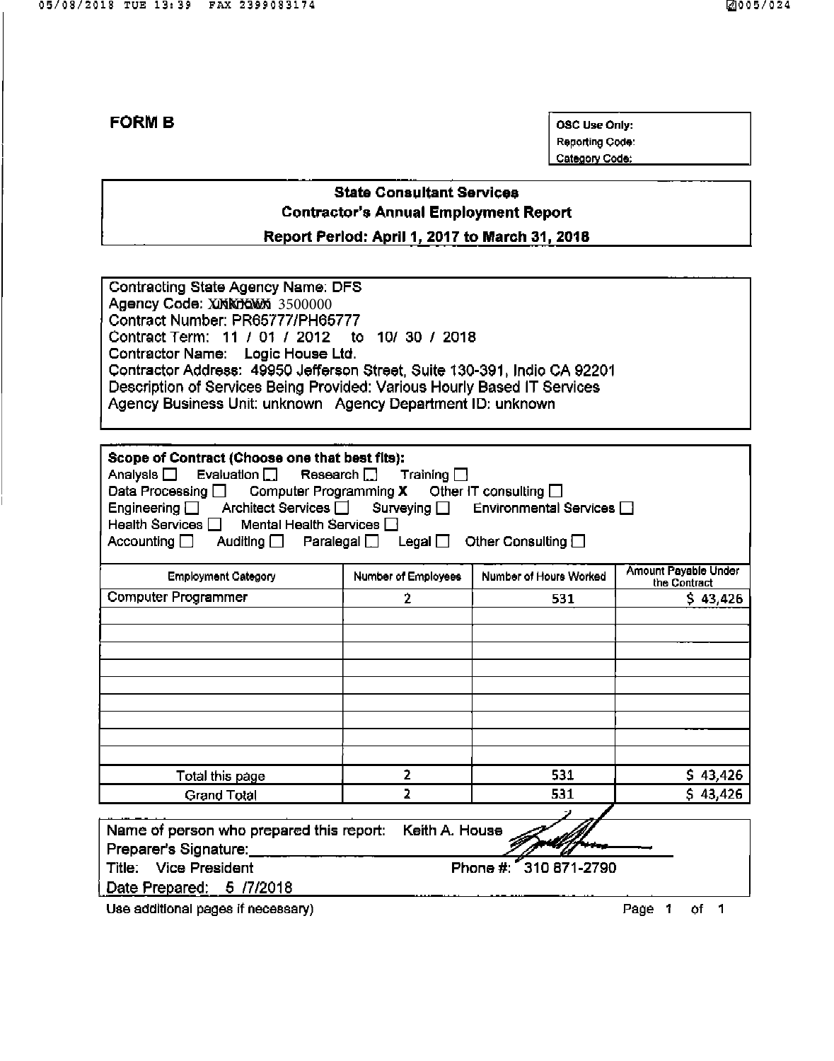**FORM B**

| OSC Use Only: |
|---|
| Reporting Code: |
| Category Code: |

## State Consultant Services
## Contractor's Annual Employment Report
## Report Period: April 1, 2017 to March 31, 2018

Contracting State Agency Name: DFS
Agency Code: ~~UNKNOWN~~ 3500000
Contract Number: PR65777/PH65777
Contract Term: 11 / 01 / 2012 to 10/ 30 / 2018
Contractor Name: Logic House Ltd.
Contractor Address: 49950 Jefferson Street, Suite 130-391, Indio CA 92201
Description of Services Being Provided: Various Hourly Based IT Services
Agency Business Unit: unknown Agency Department ID: unknown

**Scope of Contract (Choose one that best fits):**
Analysis ☐ Evaluation ☐ Research ☐ Training ☐
Data Processing ☐ Computer Programming **X** Other IT consulting ☐
Engineering ☐ Architect Services ☐ Surveying ☐ Environmental Services ☐
Health Services ☐ Mental Health Services ☐
Accounting ☐ Auditing ☐ Paralegal ☐ Legal ☐ Other Consulting ☐

| Employment Category | Number of Employees | Number of Hours Worked | Amount Payable Under the Contract |
|---|---|---|---|
| Computer Programmer | 2 | 531 | $ 43,426 |
| | | | |
| | | | |
| | | | |
| | | | |
| | | | |
| | | | |
| | | | |
| | | | |
| | | | |
| Total this page | 2 | 531 | $ 43,426 |
| Grand Total | 2 | 531 | $ 43,426 |

Name of person who prepared this report: Keith A. House
Preparer's Signature: [signature]
Title: Vice President Phone #: 310 871-2790
Date Prepared: 5 /7/2018

Use additional pages if necessary)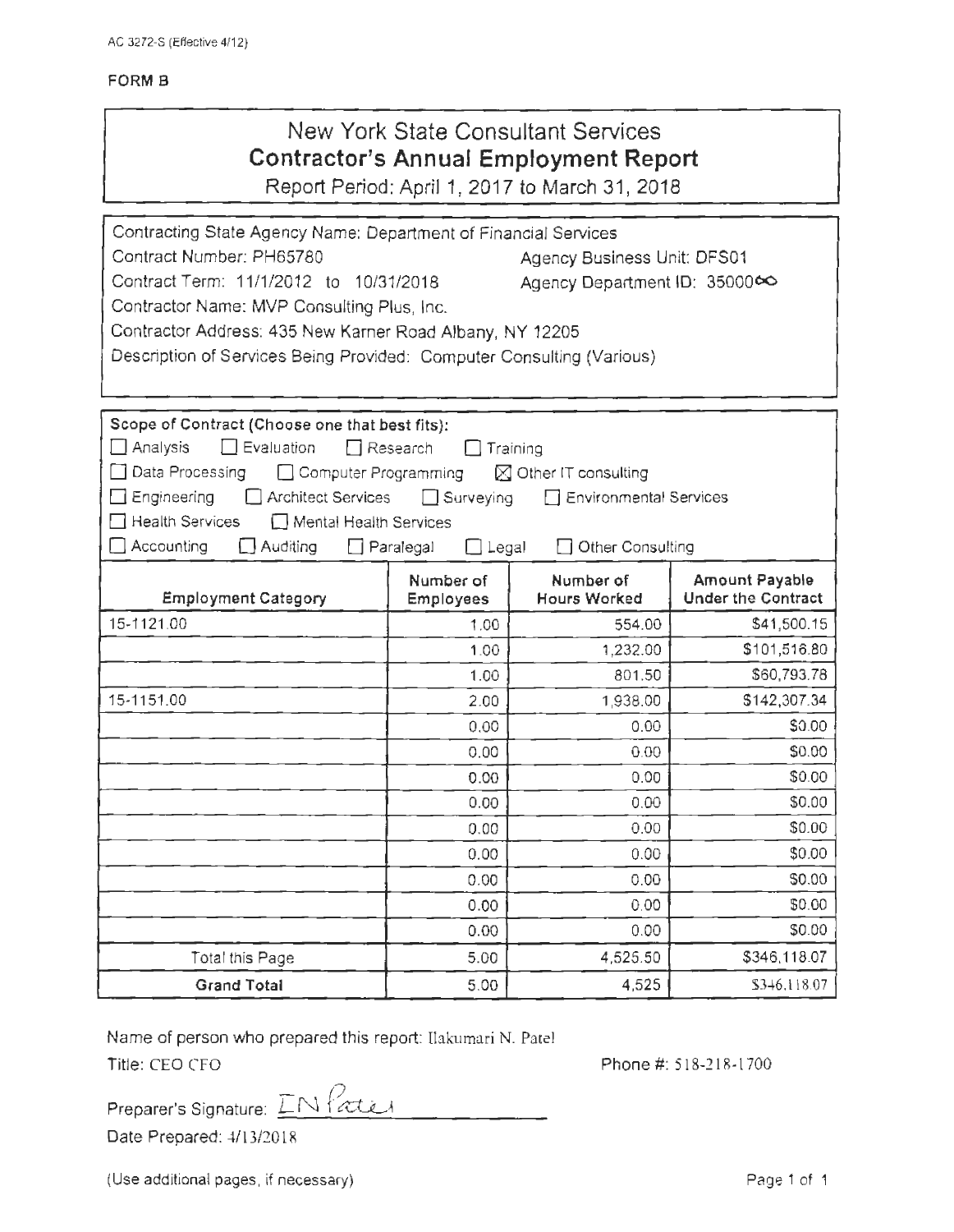AC 3272-S (Effective 4/12)

**FORM B**

# New York State Consultant Services
## Contractor's Annual Employment Report
Report Period: April 1, 2017 to March 31, 2018

Contracting State Agency Name: Department of Financial Services
Contract Number: PH65780 Agency Business Unit: DFS01
Contract Term: 11/1/2012 to 10/31/2018 Agency Department ID: 3500000
Contractor Name: MVP Consulting Plus, Inc.
Contractor Address: 435 New Karner Road Albany, NY 12205
Description of Services Being Provided: Computer Consulting (Various)

**Scope of Contract (Choose one that best fits):**
☐ Analysis ☐ Evaluation ☐ Research ☐ Training
☐ Data Processing ☐ Computer Programming ☒ Other IT consulting
☐ Engineering ☐ Architect Services ☐ Surveying ☐ Environmental Services
☐ Health Services ☐ Mental Health Services
☐ Accounting ☐ Auditing ☐ Paralegal ☐ Legal ☐ Other Consulting

| Employment Category | Number of Employees | Number of Hours Worked | Amount Payable Under the Contract |
|---|---|---|---|
| 15-1121.00 | 1.00 | 554.00 | $41,500.15 |
| | 1.00 | 1,232.00 | $101,516.80 |
| | 1.00 | 801.50 | $60,793.78 |
| 15-1151.00 | 2.00 | 1,938.00 | $142,307.34 |
| | 0.00 | 0.00 | $0.00 |
| | 0.00 | 0.00 | $0.00 |
| | 0.00 | 0.00 | $0.00 |
| | 0.00 | 0.00 | $0.00 |
| | 0.00 | 0.00 | $0.00 |
| | 0.00 | 0.00 | $0.00 |
| | 0.00 | 0.00 | $0.00 |
| | 0.00 | 0.00 | $0.00 |
| | 0.00 | 0.00 | $0.00 |
| Total this Page | 5.00 | 4,525.50 | $346,118.07 |
| **Grand Total** | 5.00 | 4,525 | $346,118.07 |

Name of person who prepared this report: Ilakumari N. Patel
Title: CEO CFO Phone #: 518-218-1700

Preparer's Signature: I N Patel

Date Prepared: 4/13/2018

(Use additional pages, if necessary)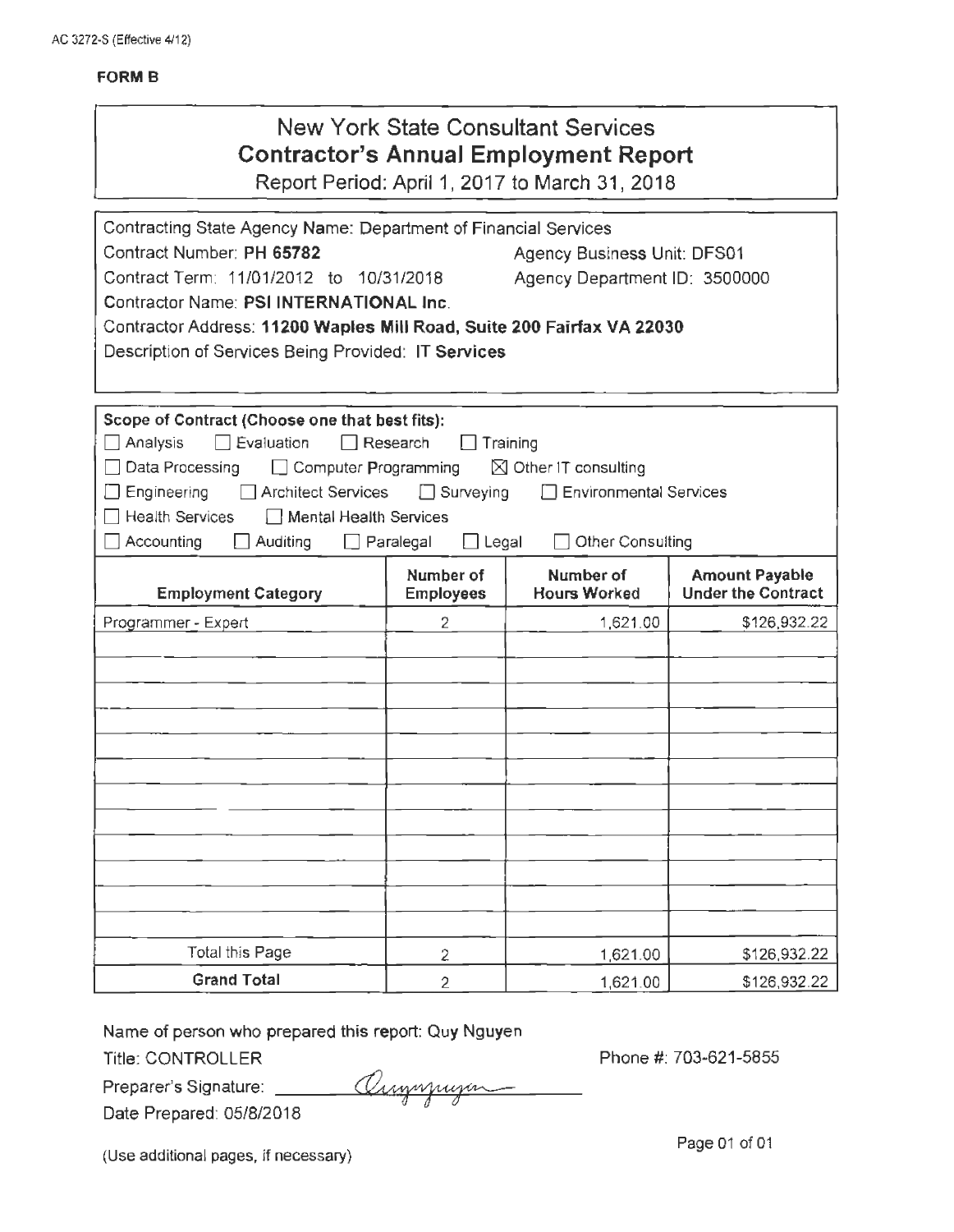AC 3272-S (Effective 4/12)

**FORM B**

# New York State Consultant Services
## Contractor's Annual Employment Report

Report Period: April 1, 2017 to March 31, 2018

Contracting State Agency Name: Department of Financial Services

Contract Number: **PH 65782** Agency Business Unit: DFS01

Contract Term: 11/01/2012 to 10/31/2018 Agency Department ID: 3500000

Contractor Name: **PSI INTERNATIONAL Inc.**

Contractor Address: **11200 Waples Mill Road, Suite 200 Fairfax VA 22030**

Description of Services Being Provided: **IT Services**

**Scope of Contract (Choose one that best fits):**

☐ Analysis ☐ Evaluation ☐ Research ☐ Training

☐ Data Processing ☐ Computer Programming ☒ Other IT consulting

☐ Engineering ☐ Architect Services ☐ Surveying ☐ Environmental Services

☐ Health Services ☐ Mental Health Services

☐ Accounting ☐ Auditing ☐ Paralegal ☐ Legal ☐ Other Consulting

| Employment Category | Number of Employees | Number of Hours Worked | Amount Payable Under the Contract |
|---|---|---|---|
| Programmer - Expert | 2 | 1,621.00 | $126,932.22 |
| | | | |
| | | | |
| | | | |
| | | | |
| | | | |
| | | | |
| | | | |
| | | | |
| | | | |
| | | | |
| | | | |
| | | | |
| Total this Page | 2 | 1,621.00 | $126,932.22 |
| **Grand Total** | 2 | 1,621.00 | $126,932.22 |

Name of person who prepared this report: Quy Nguyen

Title: CONTROLLER Phone #: 703-621-5855

Preparer's Signature: Quynguyen

Date Prepared: 05/8/2018

(Use additional pages, if necessary)

Page 01 of 01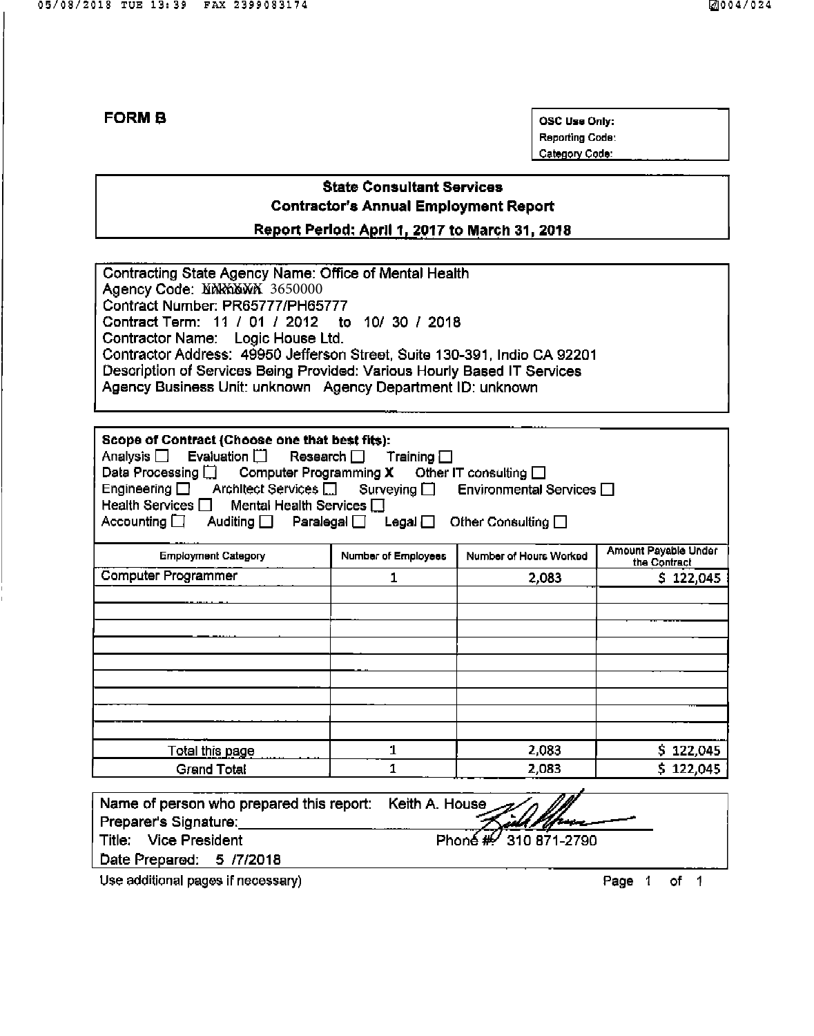**FORM B**

OSC Use Only:
Reporting Code:
Category Code:

**State Consultant Services**
**Contractor's Annual Employment Report**
**Report Period: April 1, 2017 to March 31, 2018**

Contracting State Agency Name: Office of Mental Health
Agency Code: ~~unknown~~ 3650000
Contract Number: PR65777/PH65777
Contract Term: 11 / 01 / 2012 to 10/ 30 / 2018
Contractor Name: Logic House Ltd.
Contractor Address: 49950 Jefferson Street, Suite 130-391, Indio CA 92201
Description of Services Being Provided: Various Hourly Based IT Services
Agency Business Unit: unknown Agency Department ID: unknown

**Scope of Contract (Choose one that best fits):**
Analysis ☐ Evaluation ☐ Research ☐ Training ☐
Data Processing ☐ Computer Programming **X** Other IT consulting ☐
Engineering ☐ Architect Services ☐ Surveying ☐ Environmental Services ☐
Health Services ☐ Mental Health Services ☐
Accounting ☐ Auditing ☐ Paralegal ☐ Legal ☐ Other Consulting ☐

| Employment Category | Number of Employees | Number of Hours Worked | Amount Payable Under the Contract |
|---|---|---|---|
| Computer Programmer | 1 | 2,083 | $ 122,045 |
| | | | |
| | | | |
| | | | |
| | | | |
| | | | |
| | | | |
| | | | |
| | | | |
| | | | |
| Total this page | 1 | 2,083 | $ 122,045 |
| Grand Total | 1 | 2,083 | $ 122,045 |

Name of person who prepared this report: Keith A. House
Preparer's Signature: [signature]
Title: Vice President Phone #: 310 871-2790
Date Prepared: 5 /7/2018

Use additional pages if necessary)